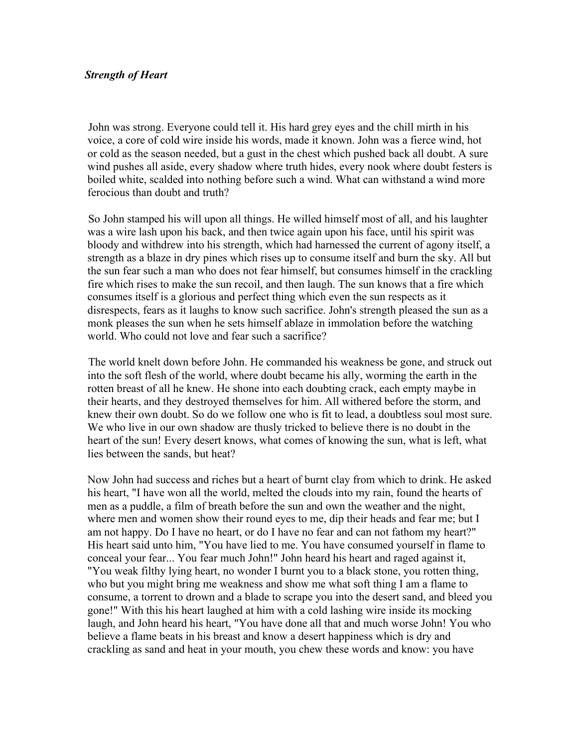***Strength of Heart***

John was strong. Everyone could tell it. His hard grey eyes and the chill mirth in his voice, a core of cold wire inside his words, made it known. John was a fierce wind, hot or cold as the season needed, but a gust in the chest which pushed back all doubt. A sure wind pushes all aside, every shadow where truth hides, every nook where doubt festers is boiled white, scalded into nothing before such a wind. What can withstand a wind more ferocious than doubt and truth?

So John stamped his will upon all things. He willed himself most of all, and his laughter was a wire lash upon his back, and then twice again upon his face, until his spirit was bloody and withdrew into his strength, which had harnessed the current of agony itself, a strength as a blaze in dry pines which rises up to consume itself and burn the sky. All but the sun fear such a man who does not fear himself, but consumes himself in the crackling fire which rises to make the sun recoil, and then laugh. The sun knows that a fire which consumes itself is a glorious and perfect thing which even the sun respects as it disrespects, fears as it laughs to know such sacrifice. John's strength pleased the sun as a monk pleases the sun when he sets himself ablaze in immolation before the watching world. Who could not love and fear such a sacrifice?

The world knelt down before John. He commanded his weakness be gone, and struck out into the soft flesh of the world, where doubt became his ally, worming the earth in the rotten breast of all he knew. He shone into each doubting crack, each empty maybe in their hearts, and they destroyed themselves for him. All withered before the storm, and knew their own doubt. So do we follow one who is fit to lead, a doubtless soul most sure. We who live in our own shadow are thusly tricked to believe there is no doubt in the heart of the sun! Every desert knows, what comes of knowing the sun, what is left, what lies between the sands, but heat?

Now John had success and riches but a heart of burnt clay from which to drink. He asked his heart, "I have won all the world, melted the clouds into my rain, found the hearts of men as a puddle, a film of breath before the sun and own the weather and the night, where men and women show their round eyes to me, dip their heads and fear me; but I am not happy. Do I have no heart, or do I have no fear and can not fathom my heart?" His heart said unto him, "You have lied to me. You have consumed yourself in flame to conceal your fear... You fear much John!" John heard his heart and raged against it, "You weak filthy lying heart, no wonder I burnt you to a black stone, you rotten thing, who but you might bring me weakness and show me what soft thing I am a flame to consume, a torrent to drown and a blade to scrape you into the desert sand, and bleed you gone!" With this his heart laughed at him with a cold lashing wire inside its mocking laugh, and John heard his heart, "You have done all that and much worse John! You who believe a flame beats in his breast and know a desert happiness which is dry and crackling as sand and heat in your mouth, you chew these words and know: you have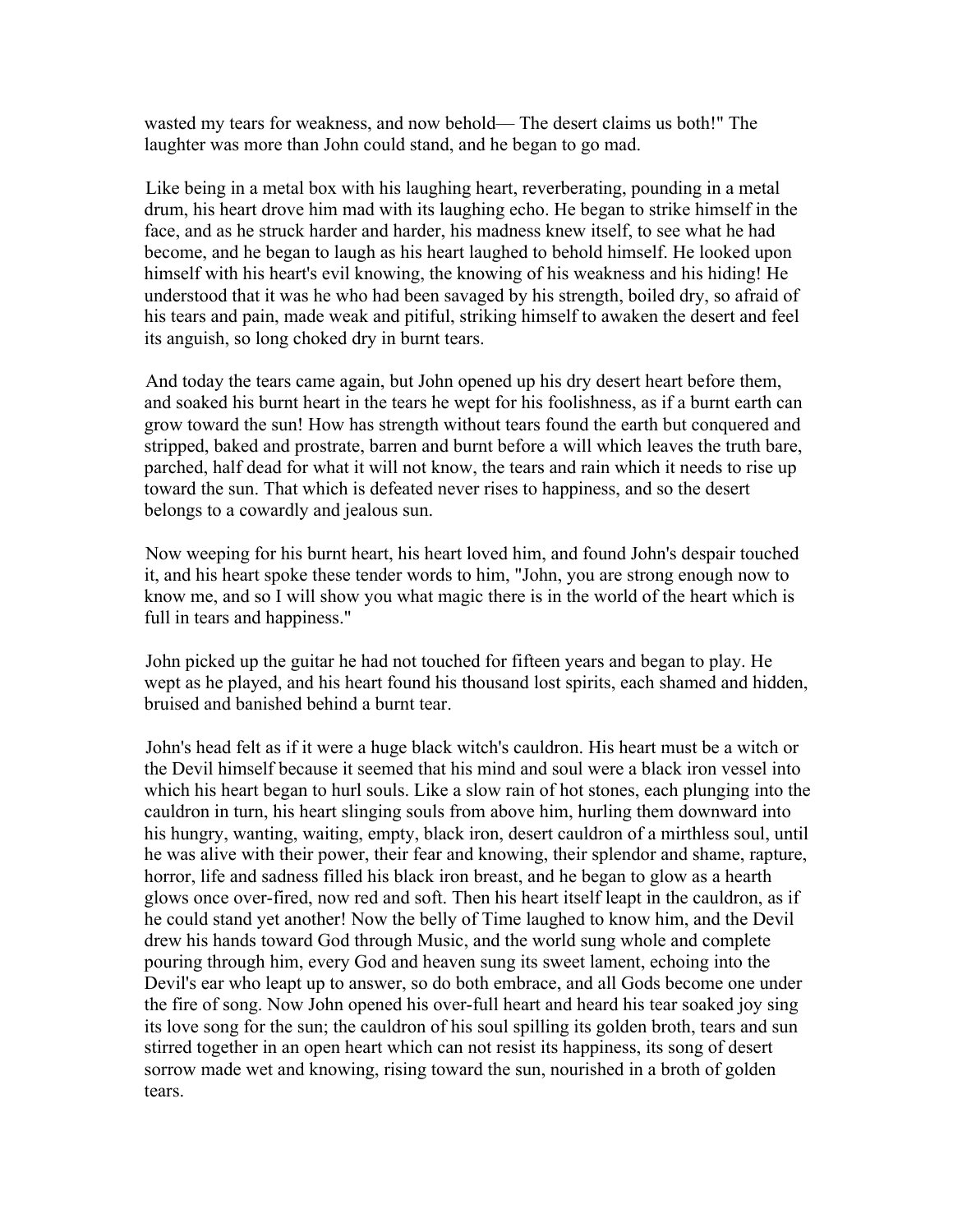wasted my tears for weakness, and now behold— The desert claims us both!" The laughter was more than John could stand, and he began to go mad.

Like being in a metal box with his laughing heart, reverberating, pounding in a metal drum, his heart drove him mad with its laughing echo. He began to strike himself in the face, and as he struck harder and harder, his madness knew itself, to see what he had become, and he began to laugh as his heart laughed to behold himself. He looked upon himself with his heart's evil knowing, the knowing of his weakness and his hiding! He understood that it was he who had been savaged by his strength, boiled dry, so afraid of his tears and pain, made weak and pitiful, striking himself to awaken the desert and feel its anguish, so long choked dry in burnt tears.

And today the tears came again, but John opened up his dry desert heart before them, and soaked his burnt heart in the tears he wept for his foolishness, as if a burnt earth can grow toward the sun! How has strength without tears found the earth but conquered and stripped, baked and prostrate, barren and burnt before a will which leaves the truth bare, parched, half dead for what it will not know, the tears and rain which it needs to rise up toward the sun. That which is defeated never rises to happiness, and so the desert belongs to a cowardly and jealous sun.

Now weeping for his burnt heart, his heart loved him, and found John's despair touched it, and his heart spoke these tender words to him, "John, you are strong enough now to know me, and so I will show you what magic there is in the world of the heart which is full in tears and happiness."

John picked up the guitar he had not touched for fifteen years and began to play. He wept as he played, and his heart found his thousand lost spirits, each shamed and hidden, bruised and banished behind a burnt tear.

John's head felt as if it were a huge black witch's cauldron. His heart must be a witch or the Devil himself because it seemed that his mind and soul were a black iron vessel into which his heart began to hurl souls. Like a slow rain of hot stones, each plunging into the cauldron in turn, his heart slinging souls from above him, hurling them downward into his hungry, wanting, waiting, empty, black iron, desert cauldron of a mirthless soul, until he was alive with their power, their fear and knowing, their splendor and shame, rapture, horror, life and sadness filled his black iron breast, and he began to glow as a hearth glows once over-fired, now red and soft. Then his heart itself leapt in the cauldron, as if he could stand yet another! Now the belly of Time laughed to know him, and the Devil drew his hands toward God through Music, and the world sung whole and complete pouring through him, every God and heaven sung its sweet lament, echoing into the Devil's ear who leapt up to answer, so do both embrace, and all Gods become one under the fire of song. Now John opened his over-full heart and heard his tear soaked joy sing its love song for the sun; the cauldron of his soul spilling its golden broth, tears and sun stirred together in an open heart which can not resist its happiness, its song of desert sorrow made wet and knowing, rising toward the sun, nourished in a broth of golden tears.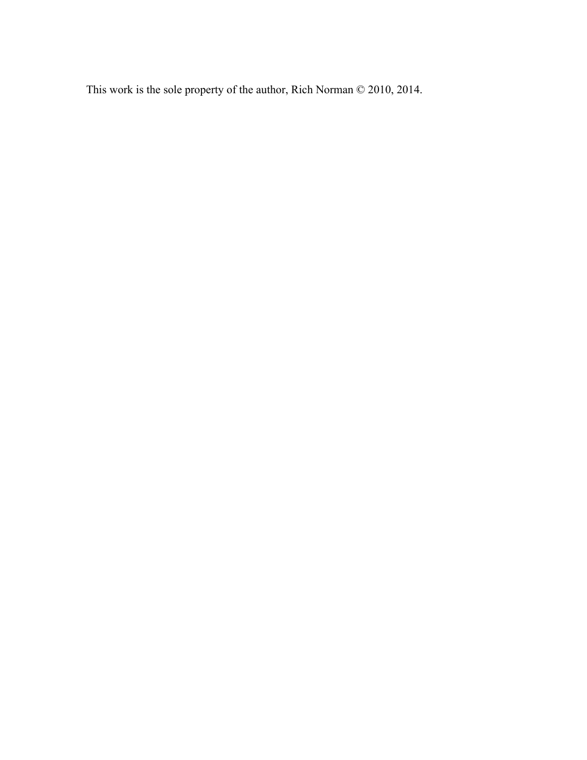This work is the sole property of the author, Rich Norman © 2010, 2014.